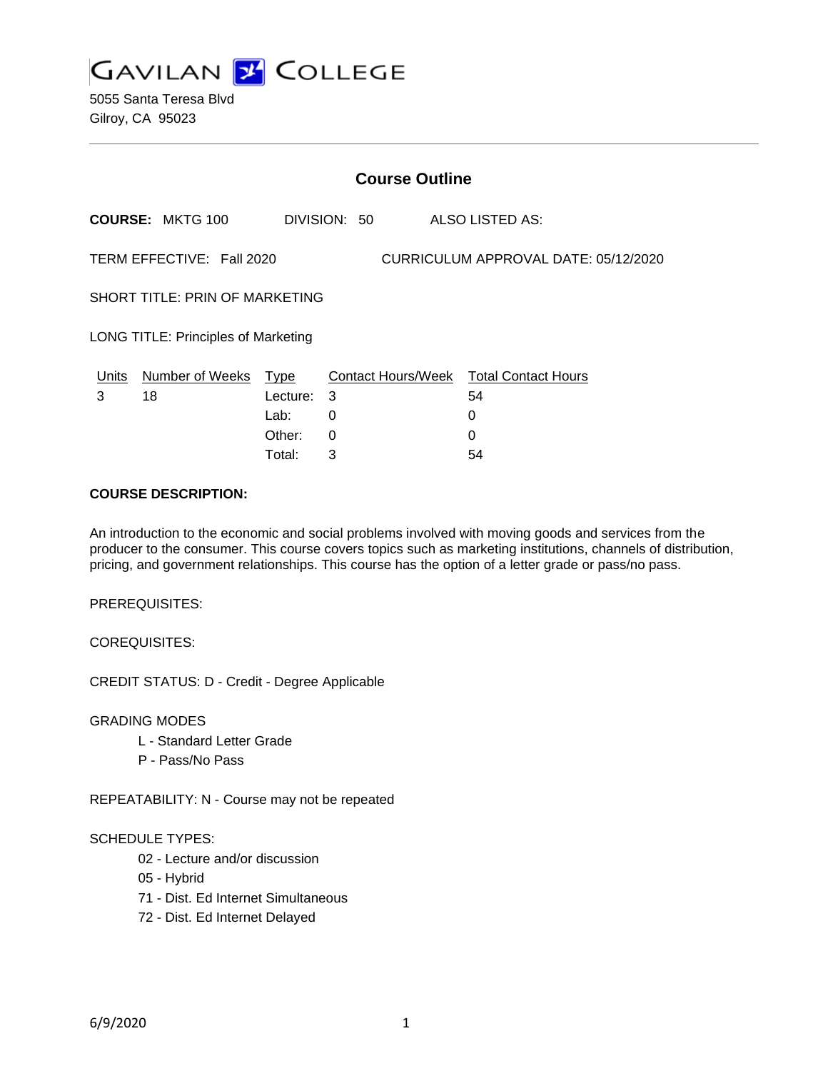# GAVILAN COLLEGE

5055 Santa Teresa Blvd
Gilroy, CA 95023

## Course Outline

**COURSE:** MKTG 100 DIVISION: 50 ALSO LISTED AS:

TERM EFFECTIVE: Fall 2020 CURRICULUM APPROVAL DATE: 05/12/2020

SHORT TITLE: PRIN OF MARKETING

LONG TITLE: Principles of Marketing

| Units | Number of Weeks | Type | Contact Hours/Week | Total Contact Hours |
|---|---|---|---|---|
| 3 | 18 | Lecture: | 3 | 54 |
| | | Lab: | 0 | 0 |
| | | Other: | 0 | 0 |
| | | Total: | 3 | 54 |

**COURSE DESCRIPTION:**

An introduction to the economic and social problems involved with moving goods and services from the producer to the consumer. This course covers topics such as marketing institutions, channels of distribution, pricing, and government relationships. This course has the option of a letter grade or pass/no pass.

PREREQUISITES:

COREQUISITES:

CREDIT STATUS: D - Credit - Degree Applicable

GRADING MODES

- L - Standard Letter Grade
- P - Pass/No Pass

REPEATABILITY: N - Course may not be repeated

SCHEDULE TYPES:

- 02 - Lecture and/or discussion
- 05 - Hybrid
- 71 - Dist. Ed Internet Simultaneous
- 72 - Dist. Ed Internet Delayed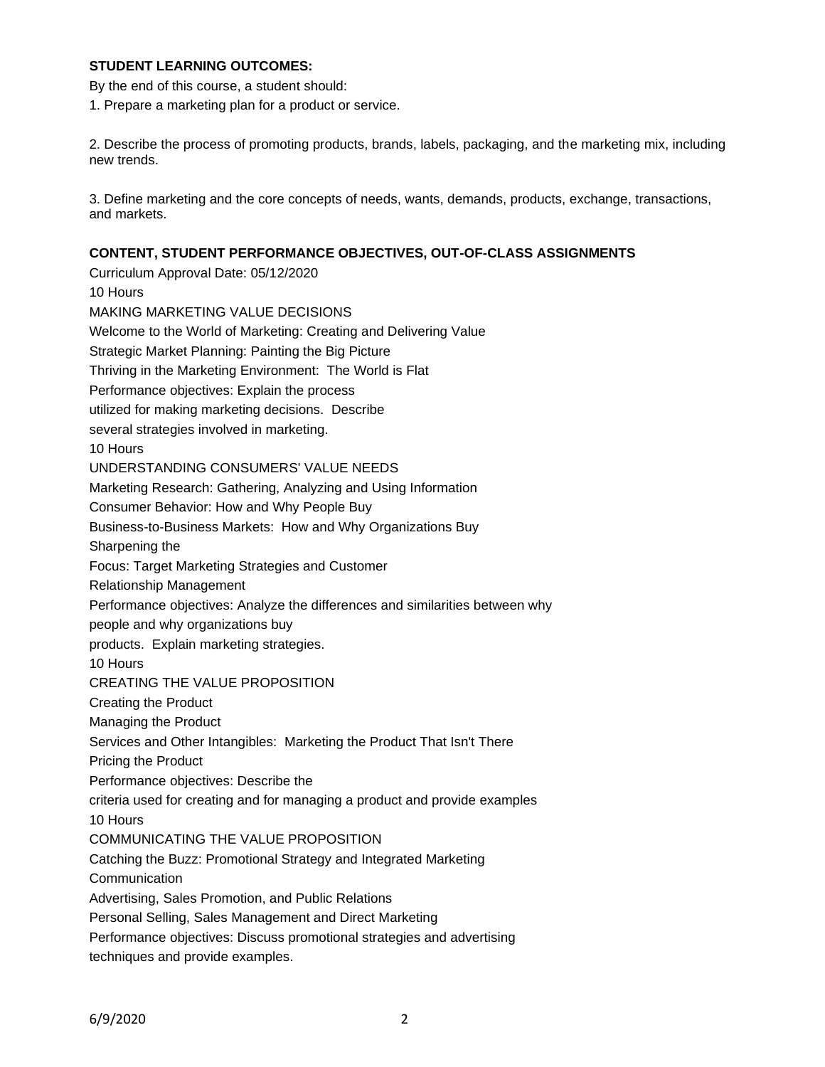**STUDENT LEARNING OUTCOMES:**

By the end of this course, a student should:

1. Prepare a marketing plan for a product or service.

2. Describe the process of promoting products, brands, labels, packaging, and the marketing mix, including new trends.

3. Define marketing and the core concepts of needs, wants, demands, products, exchange, transactions, and markets.

**CONTENT, STUDENT PERFORMANCE OBJECTIVES, OUT-OF-CLASS ASSIGNMENTS**

Curriculum Approval Date: 05/12/2020

10 Hours

MAKING MARKETING VALUE DECISIONS

Welcome to the World of Marketing: Creating and Delivering Value

Strategic Market Planning: Painting the Big Picture

Thriving in the Marketing Environment: The World is Flat

Performance objectives: Explain the process utilized for making marketing decisions. Describe several strategies involved in marketing.

10 Hours

UNDERSTANDING CONSUMERS' VALUE NEEDS

Marketing Research: Gathering, Analyzing and Using Information

Consumer Behavior: How and Why People Buy

Business-to-Business Markets: How and Why Organizations Buy

Sharpening the Focus: Target Marketing Strategies and Customer Relationship Management

Performance objectives: Analyze the differences and similarities between why people and why organizations buy products. Explain marketing strategies.

10 Hours

CREATING THE VALUE PROPOSITION

Creating the Product

Managing the Product

Services and Other Intangibles: Marketing the Product That Isn't There

Pricing the Product

Performance objectives: Describe the criteria used for creating and for managing a product and provide examples

10 Hours

COMMUNICATING THE VALUE PROPOSITION

Catching the Buzz: Promotional Strategy and Integrated Marketing Communication

Advertising, Sales Promotion, and Public Relations

Personal Selling, Sales Management and Direct Marketing

Performance objectives: Discuss promotional strategies and advertising techniques and provide examples.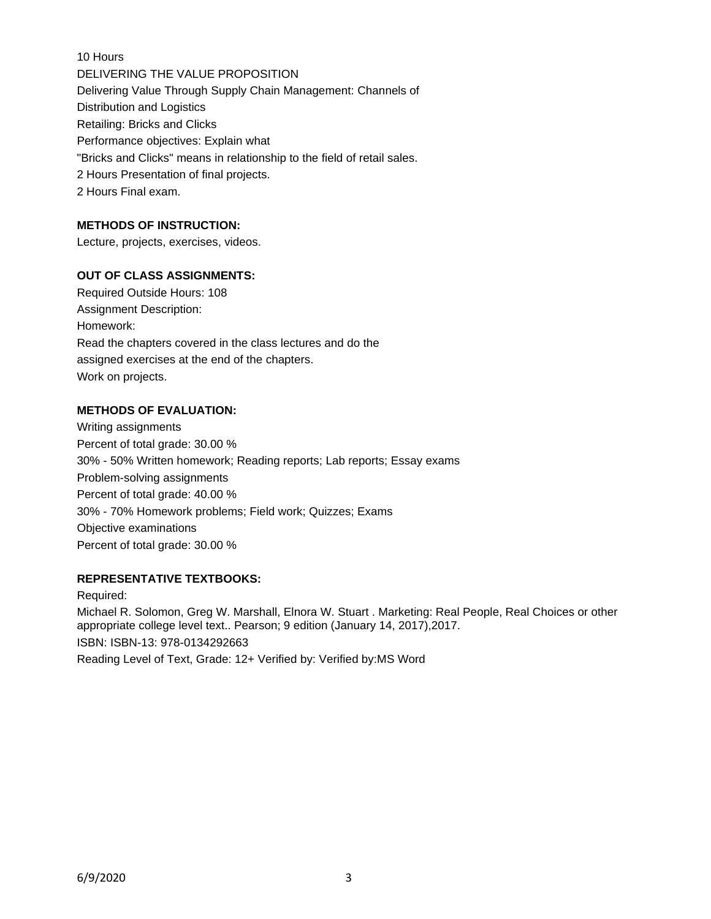10 Hours
DELIVERING THE VALUE PROPOSITION
Delivering Value Through Supply Chain Management: Channels of
Distribution and Logistics
Retailing: Bricks and Clicks
Performance objectives: Explain what
"Bricks and Clicks" means in relationship to the field of retail sales.
2 Hours Presentation of final projects.
2 Hours Final exam.

**METHODS OF INSTRUCTION:**

Lecture, projects, exercises, videos.

**OUT OF CLASS ASSIGNMENTS:**

Required Outside Hours: 108
Assignment Description:
Homework:
Read the chapters covered in the class lectures and do the
assigned exercises at the end of the chapters.
Work on projects.

**METHODS OF EVALUATION:**

Writing assignments
Percent of total grade: 30.00 %
30% - 50% Written homework; Reading reports; Lab reports; Essay exams
Problem-solving assignments
Percent of total grade: 40.00 %
30% - 70% Homework problems; Field work; Quizzes; Exams
Objective examinations
Percent of total grade: 30.00 %

**REPRESENTATIVE TEXTBOOKS:**

Required:
Michael R. Solomon, Greg W. Marshall, Elnora W. Stuart . Marketing: Real People, Real Choices or other appropriate college level text.. Pearson; 9 edition (January 14, 2017),2017.
ISBN: ISBN-13: 978-0134292663
Reading Level of Text, Grade: 12+ Verified by: Verified by:MS Word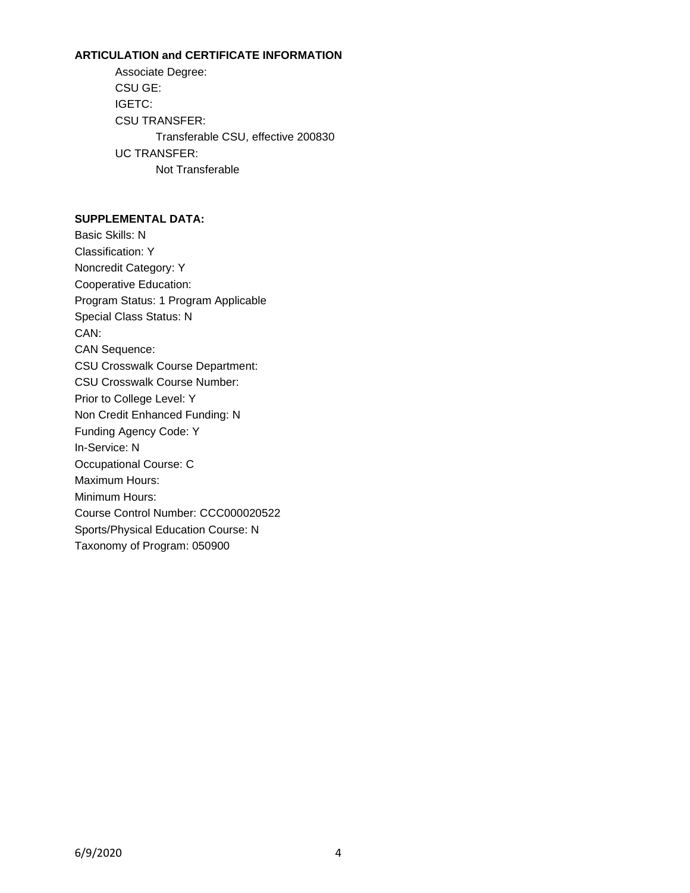**ARTICULATION and CERTIFICATE INFORMATION**

Associate Degree:
CSU GE:
IGETC:
CSU TRANSFER:
Transferable CSU, effective 200830
UC TRANSFER:
Not Transferable

**SUPPLEMENTAL DATA:**

Basic Skills: N
Classification: Y
Noncredit Category: Y
Cooperative Education:
Program Status: 1 Program Applicable
Special Class Status: N
CAN:
CAN Sequence:
CSU Crosswalk Course Department:
CSU Crosswalk Course Number:
Prior to College Level: Y
Non Credit Enhanced Funding: N
Funding Agency Code: Y
In-Service: N
Occupational Course: C
Maximum Hours:
Minimum Hours:
Course Control Number: CCC000020522
Sports/Physical Education Course: N
Taxonomy of Program: 050900